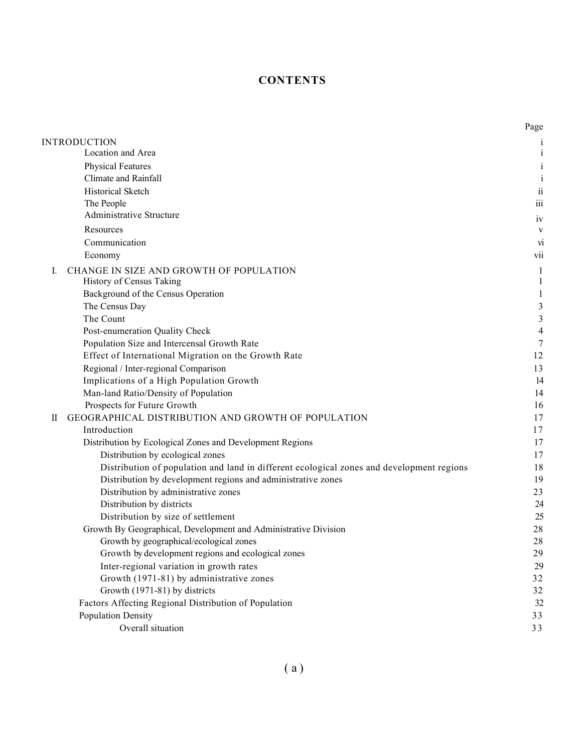# CONTENTS

| | Page |
|---|---|
| INTRODUCTION | i |
| Location and Area | i |
| Physical Features | i |
| Climate and Rainfall | i |
| Historical Sketch | ii |
| The People | iii |
| Administrative Structure | iv |
| Resources | v |
| Communication | vi |
| Economy | vii |
| I. CHANGE IN SIZE AND GROWTH OF POPULATION | 1 |
| History of Census Taking | 1 |
| Background of the Census Operation | 1 |
| The Census Day | 3 |
| The Count | 3 |
| Post-enumeration Quality Check | 4 |
| Population Size and Intercensal Growth Rate | 7 |
| Effect of International Migration on the Growth Rate | 12 |
| Regional / Inter-regional Comparison | 13 |
| Implications of a High Population Growth | 14 |
| Man-land Ratio/Density of Population | 14 |
| Prospects for Future Growth | 16 |
| II GEOGRAPHICAL DISTRIBUTION AND GROWTH OF POPULATION | 17 |
| Introduction | 17 |
| Distribution by Ecological Zones and Development Regions | 17 |
| Distribution by ecological zones | 17 |
| Distribution of population and land in different ecological zones and development regions | 18 |
| Distribution by development regions and administrative zones | 19 |
| Distribution by administrative zones | 23 |
| Distribution by districts | 24 |
| Distribution by size of settlement | 25 |
| Growth By Geographical, Development and Administrative Division | 28 |
| Growth by geographical/ecological zones | 28 |
| Growth by development regions and ecological zones | 29 |
| Inter-regional variation in growth rates | 29 |
| Growth (1971-81) by administrative zones | 32 |
| Growth (1971-81) by districts | 32 |
| Factors Affecting Regional Distribution of Population | 32 |
| Population Density | 33 |
| Overall situation | 33 |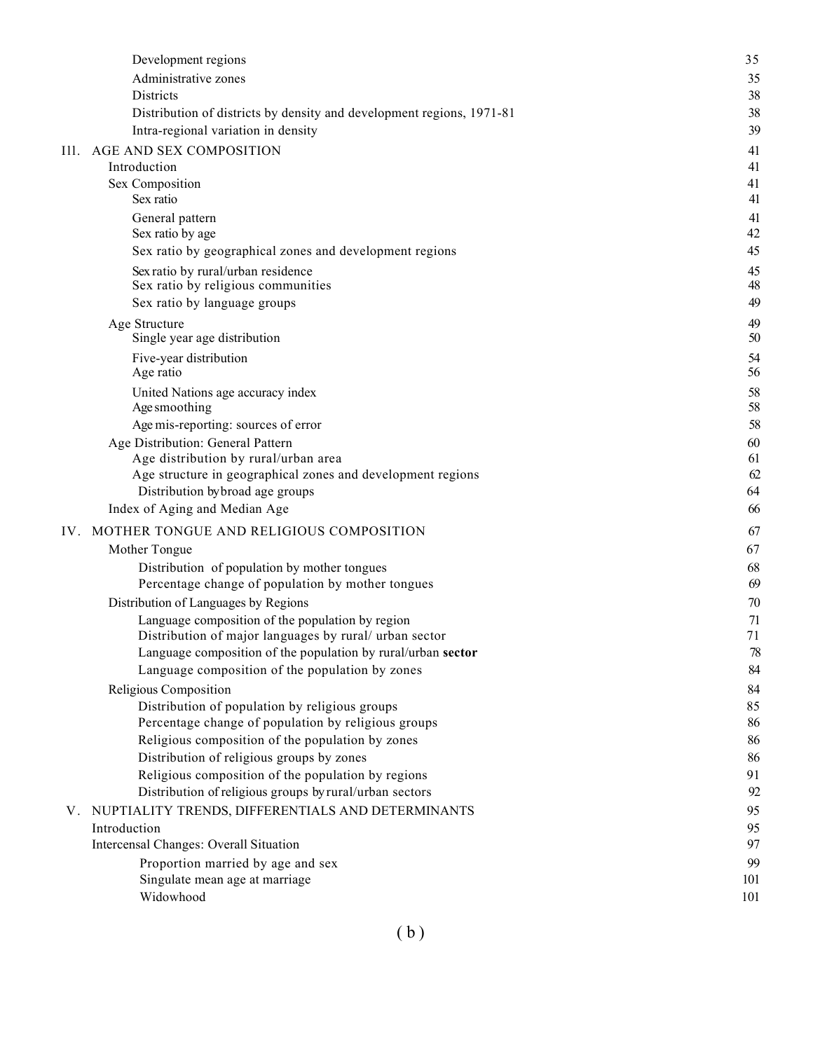| | |
|---|---|
| Development regions | 35 |
| Administrative zones | 35 |
| Districts | 38 |
| Distribution of districts by density and development regions, 1971-81 | 38 |
| Intra-regional variation in density | 39 |
| **III. AGE AND SEX COMPOSITION** | 41 |
| Introduction | 41 |
| Sex Composition | 41 |
| Sex ratio | 41 |
| General pattern | 41 |
| Sex ratio by age | 42 |
| Sex ratio by geographical zones and development regions | 45 |
| Sex ratio by rural/urban residence | 45 |
| Sex ratio by religious communities | 48 |
| Sex ratio by language groups | 49 |
| Age Structure | 49 |
| Single year age distribution | 50 |
| Five-year distribution | 54 |
| Age ratio | 56 |
| United Nations age accuracy index | 58 |
| Age smoothing | 58 |
| Age mis-reporting: sources of error | 58 |
| Age Distribution: General Pattern | 60 |
| Age distribution by rural/urban area | 61 |
| Age structure in geographical zones and development regions | 62 |
| Distribution by broad age groups | 64 |
| Index of Aging and Median Age | 66 |
| **IV. MOTHER TONGUE AND RELIGIOUS COMPOSITION** | 67 |
| Mother Tongue | 67 |
| Distribution of population by mother tongues | 68 |
| Percentage change of population by mother tongues | 69 |
| Distribution of Languages by Regions | 70 |
| Language composition of the population by region | 71 |
| Distribution of major languages by rural/ urban sector | 71 |
| Language composition of the population by rural/urban **sector** | 78 |
| Language composition of the population by zones | 84 |
| Religious Composition | 84 |
| Distribution of population by religious groups | 85 |
| Percentage change of population by religious groups | 86 |
| Religious composition of the population by zones | 86 |
| Distribution of religious groups by zones | 86 |
| Religious composition of the population by regions | 91 |
| Distribution of religious groups by rural/urban sectors | 92 |
| **V. NUPTIALITY TRENDS, DIFFERENTIALS AND DETERMINANTS** | 95 |
| Introduction | 95 |
| Intercensal Changes: Overall Situation | 97 |
| Proportion married by age and sex | 99 |
| Singulate mean age at marriage | 101 |
| Widowhood | 101 |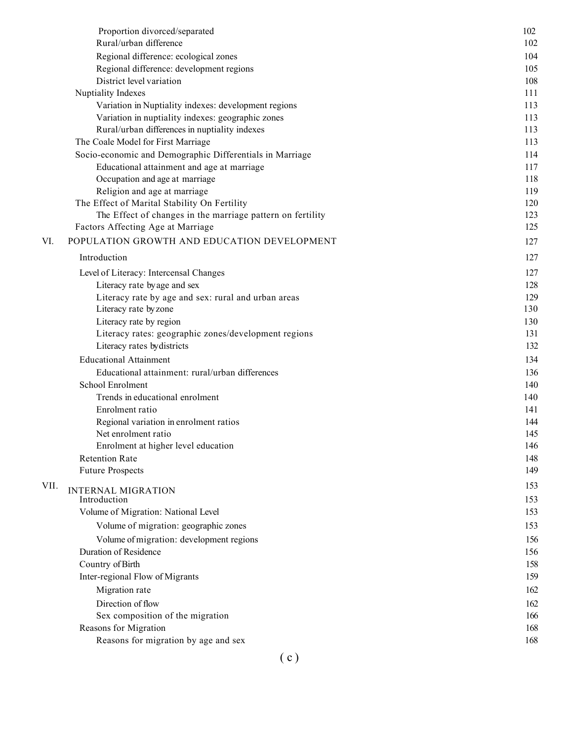| | | |
|---|---|---|
| | Proportion divorced/separated | 102 |
| | Rural/urban difference | 102 |
| | Regional difference: ecological zones | 104 |
| | Regional difference: development regions | 105 |
| | District level variation | 108 |
| | Nuptiality Indexes | 111 |
| | Variation in Nuptiality indexes: development regions | 113 |
| | Variation in nuptiality indexes: geographic zones | 113 |
| | Rural/urban differences in nuptiality indexes | 113 |
| | The Coale Model for First Marriage | 113 |
| | Socio-economic and Demographic Differentials in Marriage | 114 |
| | Educational attainment and age at marriage | 117 |
| | Occupation and age at marriage | 118 |
| | Religion and age at marriage | 119 |
| | The Effect of Marital Stability On Fertility | 120 |
| | The Effect of changes in the marriage pattern on fertility | 123 |
| | Factors Affecting Age at Marriage | 125 |
| VI. | POPULATION GROWTH AND EDUCATION DEVELOPMENT | 127 |
| | Introduction | 127 |
| | Level of Literacy: Intercensal Changes | 127 |
| | Literacy rate by age and sex | 128 |
| | Literacy rate by age and sex: rural and urban areas | 129 |
| | Literacy rate by zone | 130 |
| | Literacy rate by region | 130 |
| | Literacy rates: geographic zones/development regions | 131 |
| | Literacy rates by districts | 132 |
| | Educational Attainment | 134 |
| | Educational attainment: rural/urban differences | 136 |
| | School Enrolment | 140 |
| | Trends in educational enrolment | 140 |
| | Enrolment ratio | 141 |
| | Regional variation in enrolment ratios | 144 |
| | Net enrolment ratio | 145 |
| | Enrolment at higher level education | 146 |
| | Retention Rate | 148 |
| | Future Prospects | 149 |
| VII. | INTERNAL MIGRATION | 153 |
| | Introduction | 153 |
| | Volume of Migration: National Level | 153 |
| | Volume of migration: geographic zones | 153 |
| | Volume of migration: development regions | 156 |
| | Duration of Residence | 156 |
| | Country of Birth | 158 |
| | Inter-regional Flow of Migrants | 159 |
| | Migration rate | 162 |
| | Direction of flow | 162 |
| | Sex composition of the migration | 166 |
| | Reasons for Migration | 168 |
| | Reasons for migration by age and sex | 168 |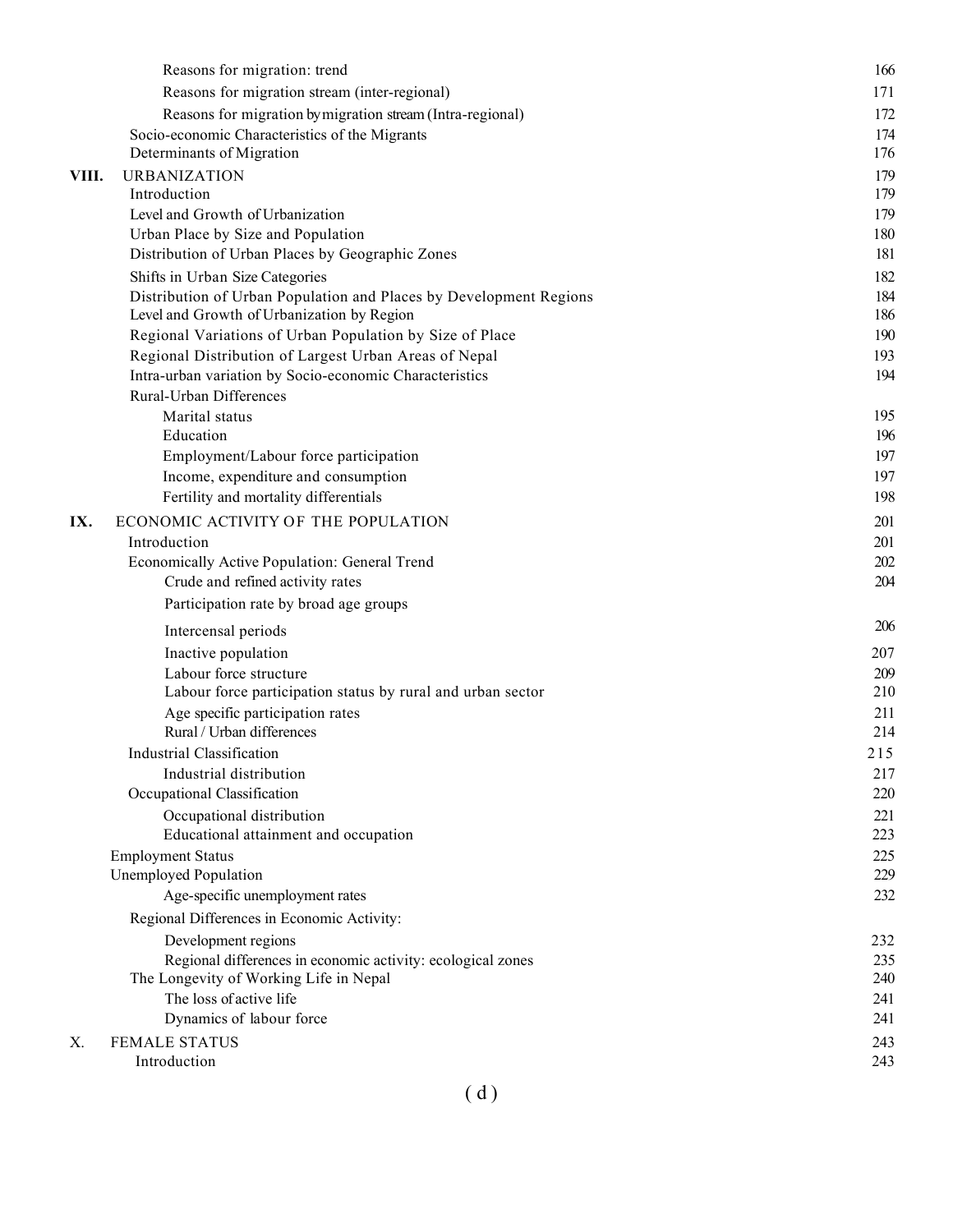| | | |
|---|---|---|
| | Reasons for migration: trend | 166 |
| | Reasons for migration stream (inter-regional) | 171 |
| | Reasons for migration by migration stream (Intra-regional) | 172 |
| | Socio-economic Characteristics of the Migrants | 174 |
| | Determinants of Migration | 176 |
| **VIII.** | URBANIZATION | 179 |
| | Introduction | 179 |
| | Level and Growth of Urbanization | 179 |
| | Urban Place by Size and Population | 180 |
| | Distribution of Urban Places by Geographic Zones | 181 |
| | Shifts in Urban Size Categories | 182 |
| | Distribution of Urban Population and Places by Development Regions | 184 |
| | Level and Growth of Urbanization by Region | 186 |
| | Regional Variations of Urban Population by Size of Place | 190 |
| | Regional Distribution of Largest Urban Areas of Nepal | 193 |
| | Intra-urban variation by Socio-economic Characteristics | 194 |
| | Rural-Urban Differences | |
| | Marital status | 195 |
| | Education | 196 |
| | Employment/Labour force participation | 197 |
| | Income, expenditure and consumption | 197 |
| | Fertility and mortality differentials | 198 |
| **IX.** | ECONOMIC ACTIVITY OF THE POPULATION | 201 |
| | Introduction | 201 |
| | Economically Active Population: General Trend | 202 |
| | Crude and refined activity rates | 204 |
| | Participation rate by broad age groups | |
| | Intercensal periods | 206 |
| | Inactive population | 207 |
| | Labour force structure | 209 |
| | Labour force participation status by rural and urban sector | 210 |
| | Age specific participation rates | 211 |
| | Rural / Urban differences | 214 |
| | Industrial Classification | 215 |
| | Industrial distribution | 217 |
| | Occupational Classification | 220 |
| | Occupational distribution | 221 |
| | Educational attainment and occupation | 223 |
| | Employment Status | 225 |
| | Unemployed Population | 229 |
| | Age-specific unemployment rates | 232 |
| | Regional Differences in Economic Activity: | |
| | Development regions | 232 |
| | Regional differences in economic activity: ecological zones | 235 |
| | The Longevity of Working Life in Nepal | 240 |
| | The loss of active life | 241 |
| | Dynamics of labour force | 241 |
| X. | FEMALE STATUS | 243 |
| | Introduction | 243 |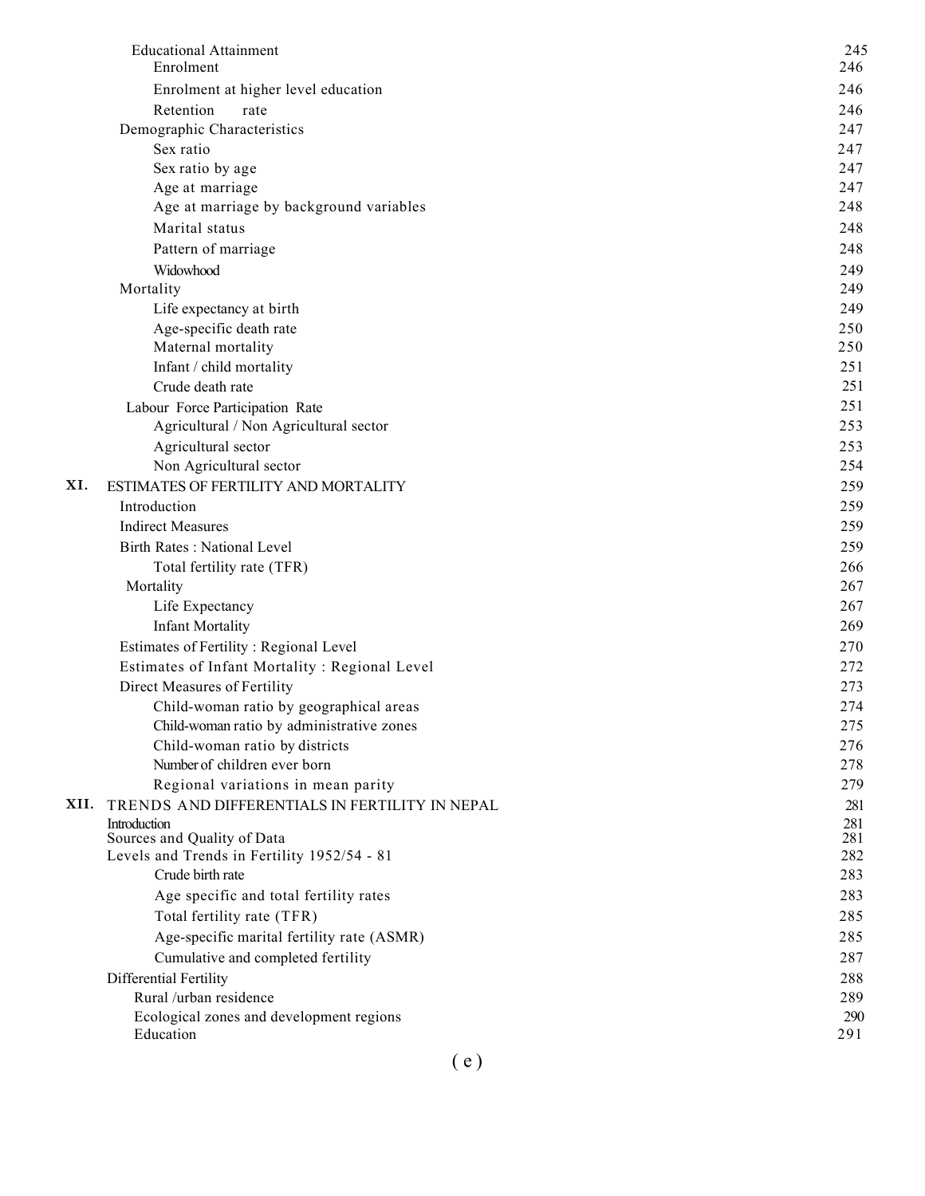| | | |
|---|---|---|
| | Educational Attainment | 245 |
| | Enrolment | 246 |
| | Enrolment at higher level education | 246 |
| | Retention rate | 246 |
| | Demographic Characteristics | 247 |
| | Sex ratio | 247 |
| | Sex ratio by age | 247 |
| | Age at marriage | 247 |
| | Age at marriage by background variables | 248 |
| | Marital status | 248 |
| | Pattern of marriage | 248 |
| | Widowhood | 249 |
| | Mortality | 249 |
| | Life expectancy at birth | 249 |
| | Age-specific death rate | 250 |
| | Maternal mortality | 250 |
| | Infant / child mortality | 251 |
| | Crude death rate | 251 |
| | Labour Force Participation Rate | 251 |
| | Agricultural / Non Agricultural sector | 253 |
| | Agricultural sector | 253 |
| | Non Agricultural sector | 254 |
| **XI.** | ESTIMATES OF FERTILITY AND MORTALITY | 259 |
| | Introduction | 259 |
| | Indirect Measures | 259 |
| | Birth Rates : National Level | 259 |
| | Total fertility rate (TFR) | 266 |
| | Mortality | 267 |
| | Life Expectancy | 267 |
| | Infant Mortality | 269 |
| | Estimates of Fertility : Regional Level | 270 |
| | Estimates of Infant Mortality : Regional Level | 272 |
| | Direct Measures of Fertility | 273 |
| | Child-woman ratio by geographical areas | 274 |
| | Child-woman ratio by administrative zones | 275 |
| | Child-woman ratio by districts | 276 |
| | Number of children ever born | 278 |
| | Regional variations in mean parity | 279 |
| **XII.** | TRENDS AND DIFFERENTIALS IN FERTILITY IN NEPAL | 281 |
| | Introduction | 281 |
| | Sources and Quality of Data | 281 |
| | Levels and Trends in Fertility 1952/54 - 81 | 282 |
| | Crude birth rate | 283 |
| | Age specific and total fertility rates | 283 |
| | Total fertility rate (TFR) | 285 |
| | Age-specific marital fertility rate (ASMR) | 285 |
| | Cumulative and completed fertility | 287 |
| | Differential Fertility | 288 |
| | Rural /urban residence | 289 |
| | Ecological zones and development regions | 290 |
| | Education | 291 |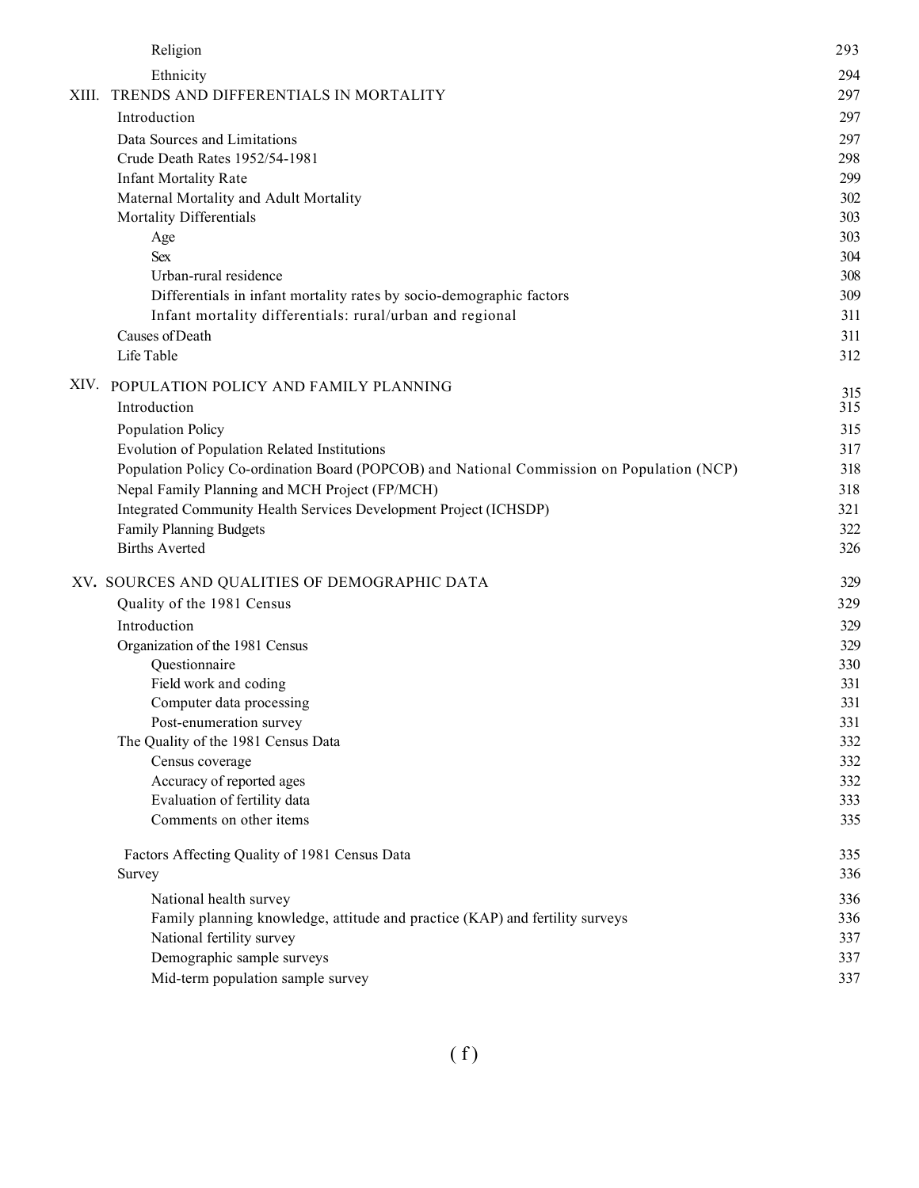| | |
|---|---|
| Religion | 293 |
| Ethnicity | 294 |
| XIII. TRENDS AND DIFFERENTIALS IN MORTALITY | 297 |
| Introduction | 297 |
| Data Sources and Limitations | 297 |
| Crude Death Rates 1952/54-1981 | 298 |
| Infant Mortality Rate | 299 |
| Maternal Mortality and Adult Mortality | 302 |
| Mortality Differentials | 303 |
| Age | 303 |
| Sex | 304 |
| Urban-rural residence | 308 |
| Differentials in infant mortality rates by socio-demographic factors | 309 |
| Infant mortality differentials: rural/urban and regional | 311 |
| Causes of Death | 311 |
| Life Table | 312 |
| XIV. POPULATION POLICY AND FAMILY PLANNING | 315 |
| Introduction | 315 |
| Population Policy | 315 |
| Evolution of Population Related Institutions | 317 |
| Population Policy Co-ordination Board (POPCOB) and National Commission on Population (NCP) | 318 |
| Nepal Family Planning and MCH Project (FP/MCH) | 318 |
| Integrated Community Health Services Development Project (ICHSDP) | 321 |
| Family Planning Budgets | 322 |
| Births Averted | 326 |
| XV. SOURCES AND QUALITIES OF DEMOGRAPHIC DATA | 329 |
| Quality of the 1981 Census | 329 |
| Introduction | 329 |
| Organization of the 1981 Census | 329 |
| Questionnaire | 330 |
| Field work and coding | 331 |
| Computer data processing | 331 |
| Post-enumeration survey | 331 |
| The Quality of the 1981 Census Data | 332 |
| Census coverage | 332 |
| Accuracy of reported ages | 332 |
| Evaluation of fertility data | 333 |
| Comments on other items | 335 |
| Factors Affecting Quality of 1981 Census Data | 335 |
| Survey | 336 |
| National health survey | 336 |
| Family planning knowledge, attitude and practice (KAP) and fertility surveys | 336 |
| National fertility survey | 337 |
| Demographic sample surveys | 337 |
| Mid-term population sample survey | 337 |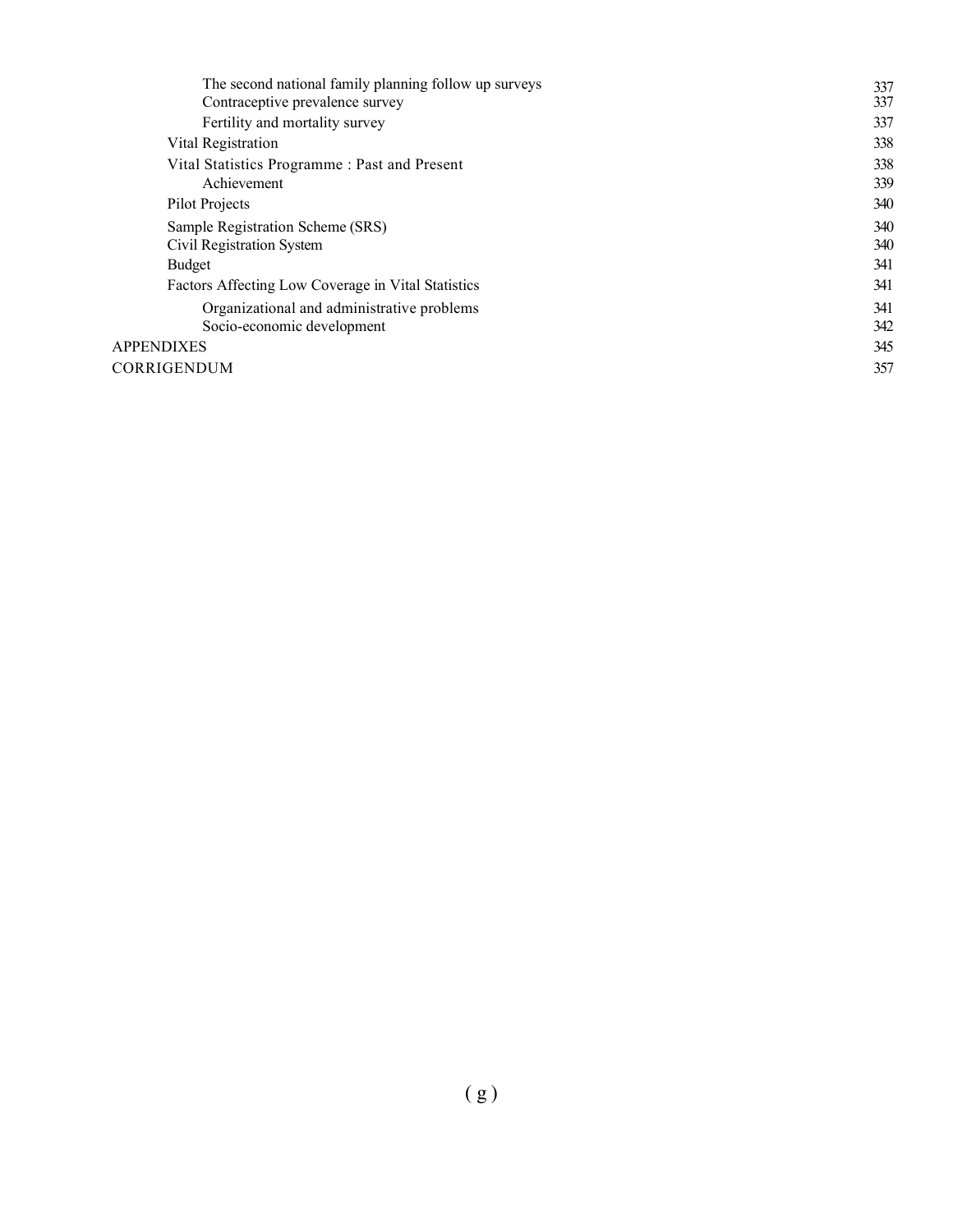| | |
|---|---|
| The second national family planning follow up surveys | 337 |
| Contraceptive prevalence survey | 337 |
| Fertility and mortality survey | 337 |
| Vital Registration | 338 |
| Vital Statistics Programme : Past and Present | 338 |
| Achievement | 339 |
| Pilot Projects | 340 |
| Sample Registration Scheme (SRS) | 340 |
| Civil Registration System | 340 |
| Budget | 341 |
| Factors Affecting Low Coverage in Vital Statistics | 341 |
| Organizational and administrative problems | 341 |
| Socio-economic development | 342 |
| APPENDIXES | 345 |
| CORRIGENDUM | 357 |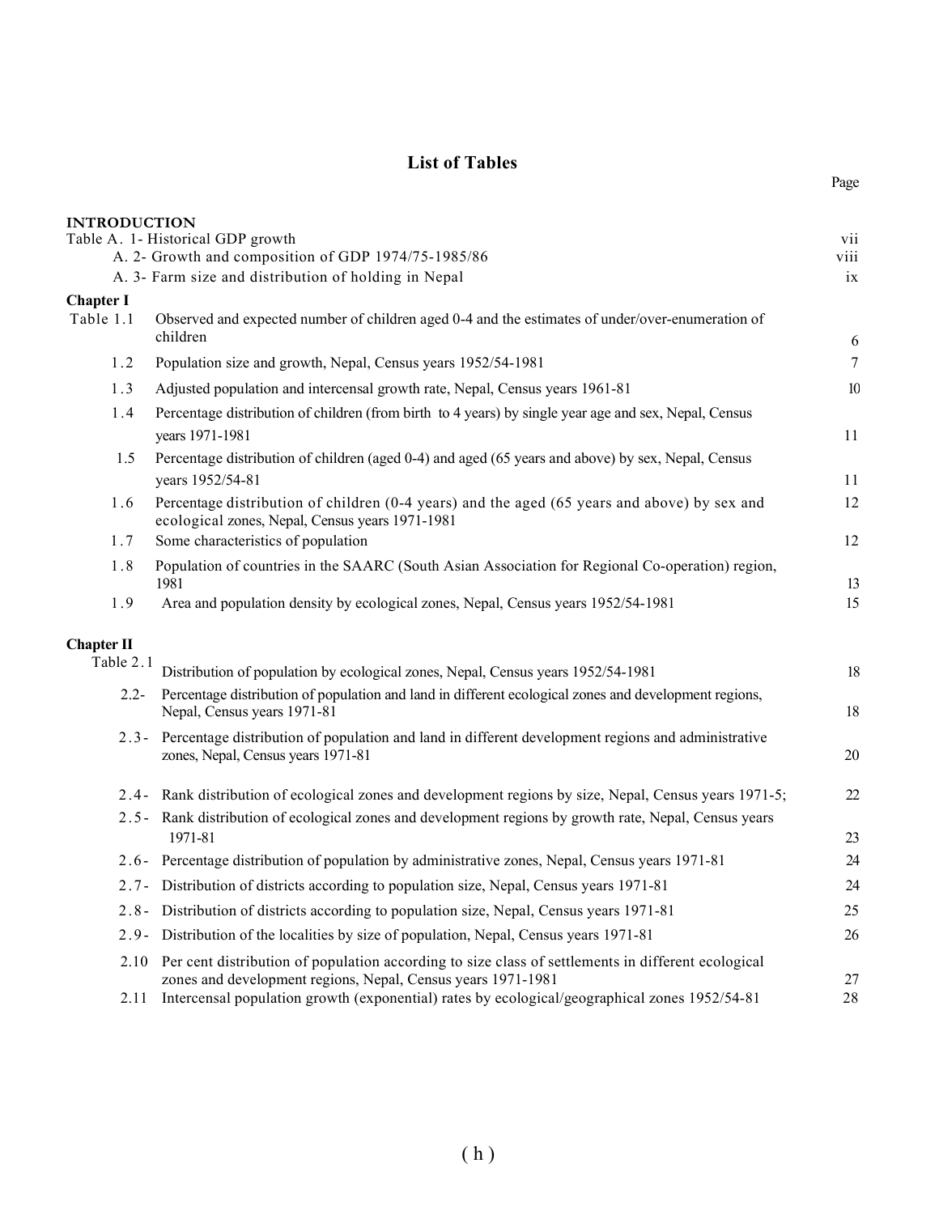# List of Tables

| | | Page |
|---|---|---|
| **INTRODUCTION** | | |
| Table A. 1- | Historical GDP growth | vii |
| A. 2- | Growth and composition of GDP 1974/75-1985/86 | viii |
| A. 3- | Farm size and distribution of holding in Nepal | ix |
| **Chapter I** | | |
| Table 1.1 | Observed and expected number of children aged 0-4 and the estimates of under/over-enumeration of children | 6 |
| 1.2 | Population size and growth, Nepal, Census years 1952/54-1981 | 7 |
| 1.3 | Adjusted population and intercensal growth rate, Nepal, Census years 1961-81 | 10 |
| 1.4 | Percentage distribution of children (from birth to 4 years) by single year age and sex, Nepal, Census years 1971-1981 | 11 |
| 1.5 | Percentage distribution of children (aged 0-4) and aged (65 years and above) by sex, Nepal, Census years 1952/54-81 | 11 |
| 1.6 | Percentage distribution of children (0-4 years) and the aged (65 years and above) by sex and ecological zones, Nepal, Census years 1971-1981 | 12 |
| 1.7 | Some characteristics of population | 12 |
| 1.8 | Population of countries in the SAARC (South Asian Association for Regional Co-operation) region, 1981 | 13 |
| 1.9 | Area and population density by ecological zones, Nepal, Census years 1952/54-1981 | 15 |
| **Chapter II** | | |
| Table 2.1 | Distribution of population by ecological zones, Nepal, Census years 1952/54-1981 | 18 |
| 2.2- | Percentage distribution of population and land in different ecological zones and development regions, Nepal, Census years 1971-81 | 18 |
| 2.3- | Percentage distribution of population and land in different development regions and administrative zones, Nepal, Census years 1971-81 | 20 |
| 2.4- | Rank distribution of ecological zones and development regions by size, Nepal, Census years 1971-5; | 22 |
| 2.5- | Rank distribution of ecological zones and development regions by growth rate, Nepal, Census years 1971-81 | 23 |
| 2.6- | Percentage distribution of population by administrative zones, Nepal, Census years 1971-81 | 24 |
| 2.7- | Distribution of districts according to population size, Nepal, Census years 1971-81 | 24 |
| 2.8- | Distribution of districts according to population size, Nepal, Census years 1971-81 | 25 |
| 2.9- | Distribution of the localities by size of population, Nepal, Census years 1971-81 | 26 |
| 2.10 | Per cent distribution of population according to size class of settlements in different ecological zones and development regions, Nepal, Census years 1971-1981 | 27 |
| 2.11 | Intercensal population growth (exponential) rates by ecological/geographical zones 1952/54-81 | 28 |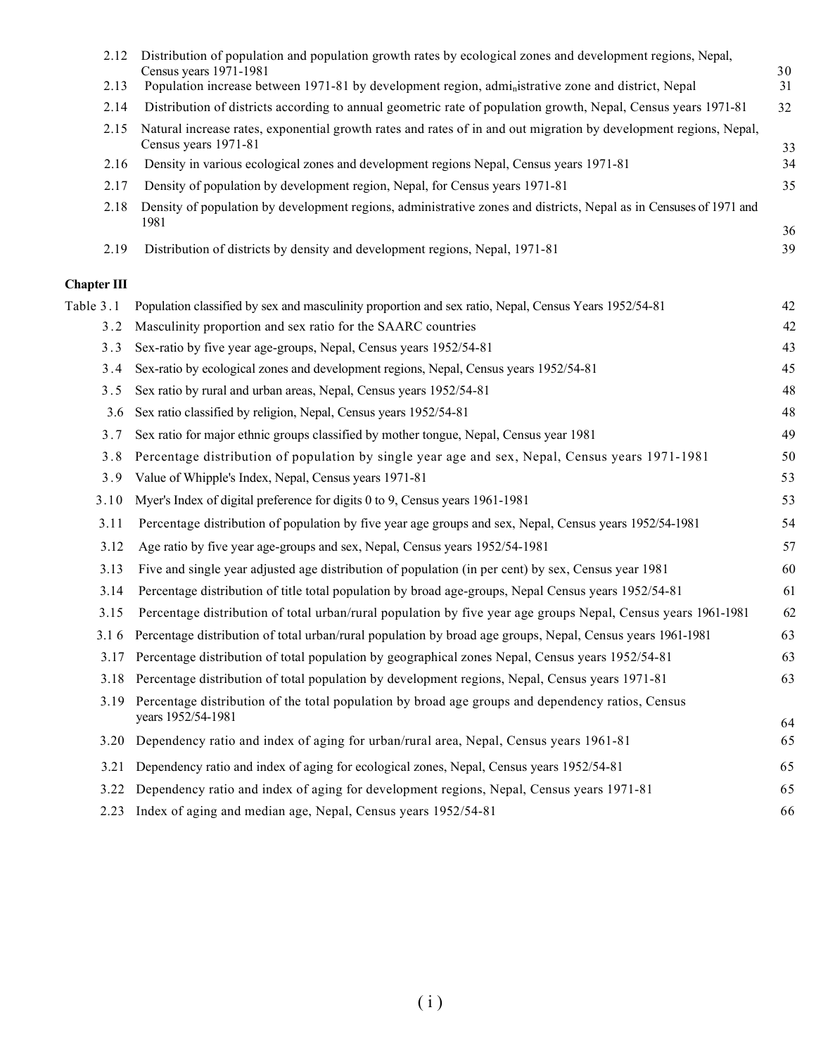| | | |
|---|---|---|
| 2.12 | Distribution of population and population growth rates by ecological zones and development regions, Nepal, Census years 1971-1981 | 30 |
| 2.13 | Population increase between 1971-81 by development region, administrative zone and district, Nepal | 31 |
| 2.14 | Distribution of districts according to annual geometric rate of population growth, Nepal, Census years 1971-81 | 32 |
| 2.15 | Natural increase rates, exponential growth rates and rates of in and out migration by development regions, Nepal, Census years 1971-81 | 33 |
| 2.16 | Density in various ecological zones and development regions Nepal, Census years 1971-81 | 34 |
| 2.17 | Density of population by development region, Nepal, for Census years 1971-81 | 35 |
| 2.18 | Density of population by development regions, administrative zones and districts, Nepal as in Censuses of 1971 and 1981 | 36 |
| 2.19 | Distribution of districts by density and development regions, Nepal, 1971-81 | 39 |

**Chapter III**

| | | |
|---|---|---|
| Table 3.1 | Population classified by sex and masculinity proportion and sex ratio, Nepal, Census Years 1952/54-81 | 42 |
| 3.2 | Masculinity proportion and sex ratio for the SAARC countries | 42 |
| 3.3 | Sex-ratio by five year age-groups, Nepal, Census years 1952/54-81 | 43 |
| 3.4 | Sex-ratio by ecological zones and development regions, Nepal, Census years 1952/54-81 | 45 |
| 3.5 | Sex ratio by rural and urban areas, Nepal, Census years 1952/54-81 | 48 |
| 3.6 | Sex ratio classified by religion, Nepal, Census years 1952/54-81 | 48 |
| 3.7 | Sex ratio for major ethnic groups classified by mother tongue, Nepal, Census year 1981 | 49 |
| 3.8 | Percentage distribution of population by single year age and sex, Nepal, Census years 1971-1981 | 50 |
| 3.9 | Value of Whipple's Index, Nepal, Census years 1971-81 | 53 |
| 3.10 | Myer's Index of digital preference for digits 0 to 9, Census years 1961-1981 | 53 |
| 3.11 | Percentage distribution of population by five year age groups and sex, Nepal, Census years 1952/54-1981 | 54 |
| 3.12 | Age ratio by five year age-groups and sex, Nepal, Census years 1952/54-1981 | 57 |
| 3.13 | Five and single year adjusted age distribution of population (in per cent) by sex, Census year 1981 | 60 |
| 3.14 | Percentage distribution of title total population by broad age-groups, Nepal Census years 1952/54-81 | 61 |
| 3.15 | Percentage distribution of total urban/rural population by five year age groups Nepal, Census years 1961-1981 | 62 |
| 3.16 | Percentage distribution of total urban/rural population by broad age groups, Nepal, Census years 1961-1981 | 63 |
| 3.17 | Percentage distribution of total population by geographical zones Nepal, Census years 1952/54-81 | 63 |
| 3.18 | Percentage distribution of total population by development regions, Nepal, Census years 1971-81 | 63 |
| 3.19 | Percentage distribution of the total population by broad age groups and dependency ratios, Census years 1952/54-1981 | 64 |
| 3.20 | Dependency ratio and index of aging for urban/rural area, Nepal, Census years 1961-81 | 65 |
| 3.21 | Dependency ratio and index of aging for ecological zones, Nepal, Census years 1952/54-81 | 65 |
| 3.22 | Dependency ratio and index of aging for development regions, Nepal, Census years 1971-81 | 65 |
| 2.23 | Index of aging and median age, Nepal, Census years 1952/54-81 | 66 |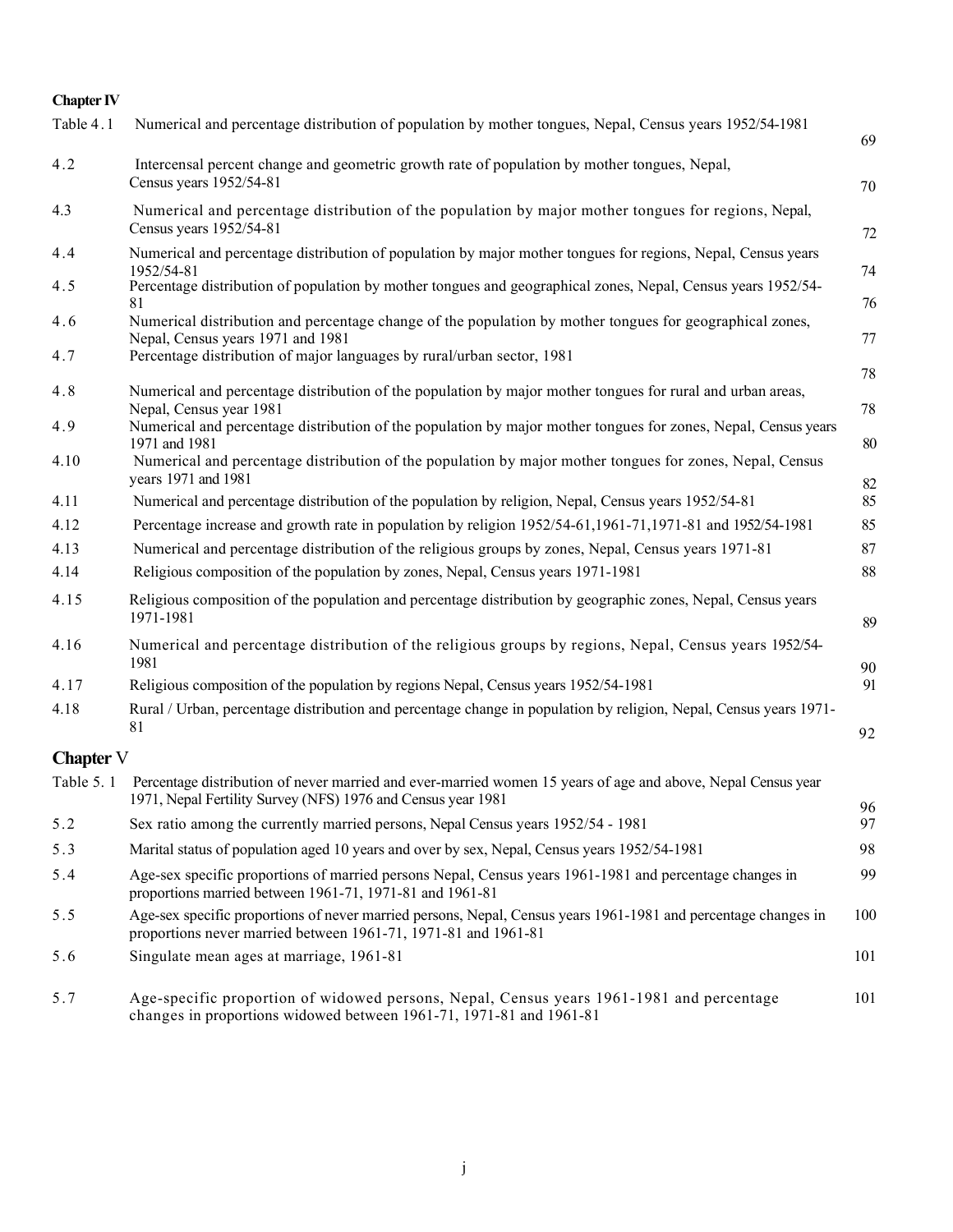**Chapter IV**

| Table | Title | Page |
|---|---|---|
| Table 4.1 | Numerical and percentage distribution of population by mother tongues, Nepal, Census years 1952/54-1981 | 69 |
| 4.2 | Intercensal percent change and geometric growth rate of population by mother tongues, Nepal, Census years 1952/54-81 | 70 |
| 4.3 | Numerical and percentage distribution of the population by major mother tongues for regions, Nepal, Census years 1952/54-81 | 72 |
| 4.4 | Numerical and percentage distribution of population by major mother tongues for regions, Nepal, Census years 1952/54-81 | 74 |
| 4.5 | Percentage distribution of population by mother tongues and geographical zones, Nepal, Census years 1952/54-81 | 76 |
| 4.6 | Numerical distribution and percentage change of the population by mother tongues for geographical zones, Nepal, Census years 1971 and 1981 | 77 |
| 4.7 | Percentage distribution of major languages by rural/urban sector, 1981 | 78 |
| 4.8 | Numerical and percentage distribution of the population by major mother tongues for rural and urban areas, Nepal, Census year 1981 | 78 |
| 4.9 | Numerical and percentage distribution of the population by major mother tongues for zones, Nepal, Census years 1971 and 1981 | 80 |
| 4.10 | Numerical and percentage distribution of the population by major mother tongues for zones, Nepal, Census years 1971 and 1981 | 82 |
| 4.11 | Numerical and percentage distribution of the population by religion, Nepal, Census years 1952/54-81 | 85 |
| 4.12 | Percentage increase and growth rate in population by religion 1952/54-61,1961-71,1971-81 and 1952/54-1981 | 85 |
| 4.13 | Numerical and percentage distribution of the religious groups by zones, Nepal, Census years 1971-81 | 87 |
| 4.14 | Religious composition of the population by zones, Nepal, Census years 1971-1981 | 88 |
| 4.15 | Religious composition of the population and percentage distribution by geographic zones, Nepal, Census years 1971-1981 | 89 |
| 4.16 | Numerical and percentage distribution of the religious groups by regions, Nepal, Census years 1952/54-1981 | 90 |
| 4.17 | Religious composition of the population by regions Nepal, Census years 1952/54-1981 | 91 |
| 4.18 | Rural / Urban, percentage distribution and percentage change in population by religion, Nepal, Census years 1971-81 | 92 |

**Chapter V**

| Table | Title | Page |
|---|---|---|
| Table 5.1 | Percentage distribution of never married and ever-married women 15 years of age and above, Nepal Census year 1971, Nepal Fertility Survey (NFS) 1976 and Census year 1981 | 96 |
| 5.2 | Sex ratio among the currently married persons, Nepal Census years 1952/54 - 1981 | 97 |
| 5.3 | Marital status of population aged 10 years and over by sex, Nepal, Census years 1952/54-1981 | 98 |
| 5.4 | Age-sex specific proportions of married persons Nepal, Census years 1961-1981 and percentage changes in proportions married between 1961-71, 1971-81 and 1961-81 | 99 |
| 5.5 | Age-sex specific proportions of never married persons, Nepal, Census years 1961-1981 and percentage changes in proportions never married between 1961-71, 1971-81 and 1961-81 | 100 |
| 5.6 | Singulate mean ages at marriage, 1961-81 | 101 |
| 5.7 | Age-specific proportion of widowed persons, Nepal, Census years 1961-1981 and percentage changes in proportions widowed between 1961-71, 1971-81 and 1961-81 | 101 |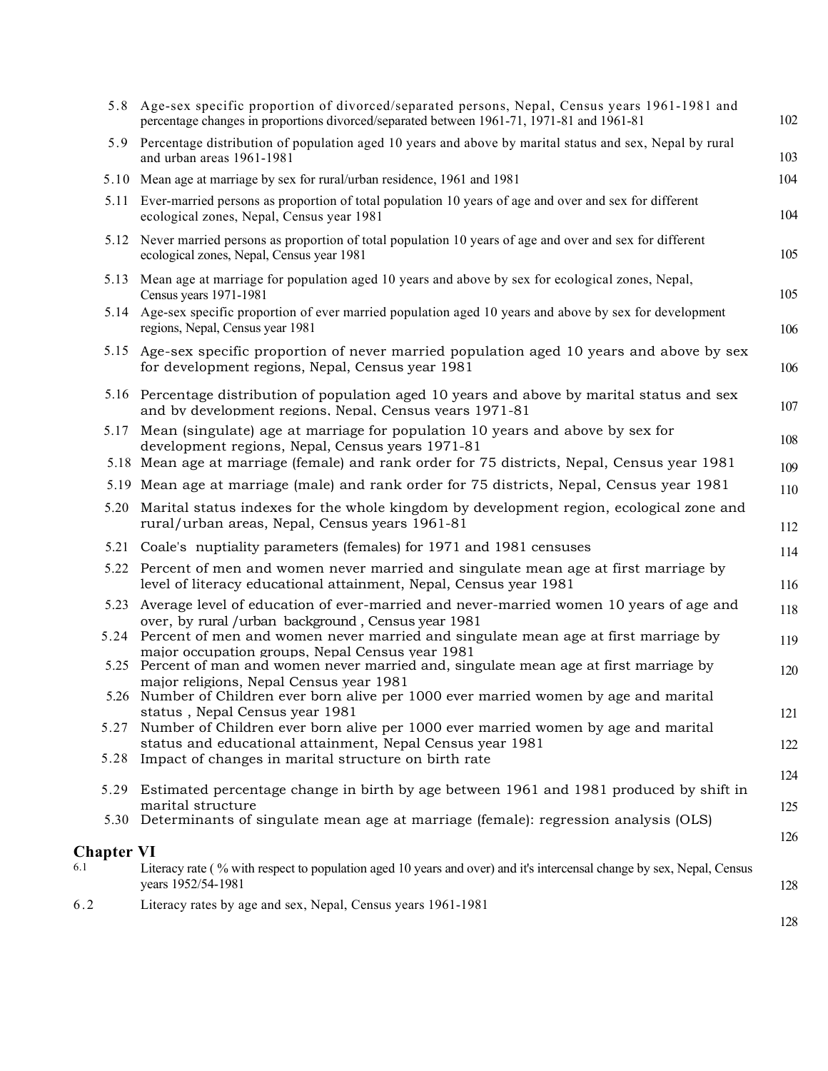| | | |
|---|---|---|
| 5.8 | Age-sex specific proportion of divorced/separated persons, Nepal, Census years 1961-1981 and percentage changes in proportions divorced/separated between 1961-71, 1971-81 and 1961-81 | 102 |
| 5.9 | Percentage distribution of population aged 10 years and above by marital status and sex, Nepal by rural and urban areas 1961-1981 | 103 |
| 5.10 | Mean age at marriage by sex for rural/urban residence, 1961 and 1981 | 104 |
| 5.11 | Ever-married persons as proportion of total population 10 years of age and over and sex for different ecological zones, Nepal, Census year 1981 | 104 |
| 5.12 | Never married persons as proportion of total population 10 years of age and over and sex for different ecological zones, Nepal, Census year 1981 | 105 |
| 5.13 | Mean age at marriage for population aged 10 years and above by sex for ecological zones, Nepal, Census years 1971-1981 | 105 |
| 5.14 | Age-sex specific proportion of ever married population aged 10 years and above by sex for development regions, Nepal, Census year 1981 | 106 |
| 5.15 | Age-sex specific proportion of never married population aged 10 years and above by sex for development regions, Nepal, Census year 1981 | 106 |
| 5.16 | Percentage distribution of population aged 10 years and above by marital status and sex and by development regions, Nepal, Census years 1971-81 | 107 |
| 5.17 | Mean (singulate) age at marriage for population 10 years and above by sex for development regions, Nepal, Census years 1971-81 | 108 |
| 5.18 | Mean age at marriage (female) and rank order for 75 districts, Nepal, Census year 1981 | 109 |
| 5.19 | Mean age at marriage (male) and rank order for 75 districts, Nepal, Census year 1981 | 110 |
| 5.20 | Marital status indexes for the whole kingdom by development region, ecological zone and rural/urban areas, Nepal, Census years 1961-81 | 112 |
| 5.21 | Coale's nuptiality parameters (females) for 1971 and 1981 censuses | 114 |
| 5.22 | Percent of men and women never married and singulate mean age at first marriage by level of literacy educational attainment, Nepal, Census year 1981 | 116 |
| 5.23 | Average level of education of ever-married and never-married women 10 years of age and over, by rural /urban background , Census year 1981 | 118 |
| 5.24 | Percent of men and women never married and singulate mean age at first marriage by major occupation groups, Nepal Census year 1981 | 119 |
| 5.25 | Percent of man and women never married and, singulate mean age at first marriage by major religions, Nepal Census year 1981 | 120 |
| 5.26 | Number of Children ever born alive per 1000 ever married women by age and marital status , Nepal Census year 1981 | 121 |
| 5.27 | Number of Children ever born alive per 1000 ever married women by age and marital status and educational attainment, Nepal Census year 1981 | 122 |
| 5.28 | Impact of changes in marital structure on birth rate | 124 |
| 5.29 | Estimated percentage change in birth by age between 1961 and 1981 produced by shift in marital structure | 125 |
| 5.30 | Determinants of singulate mean age at marriage (female): regression analysis (OLS) | 126 |

## Chapter VI

| | | |
|---|---|---|
| 6.1 | Literacy rate ( % with respect to population aged 10 years and over) and it's intercensal change by sex, Nepal, Census years 1952/54-1981 | 128 |
| 6.2 | Literacy rates by age and sex, Nepal, Census years 1961-1981 | 128 |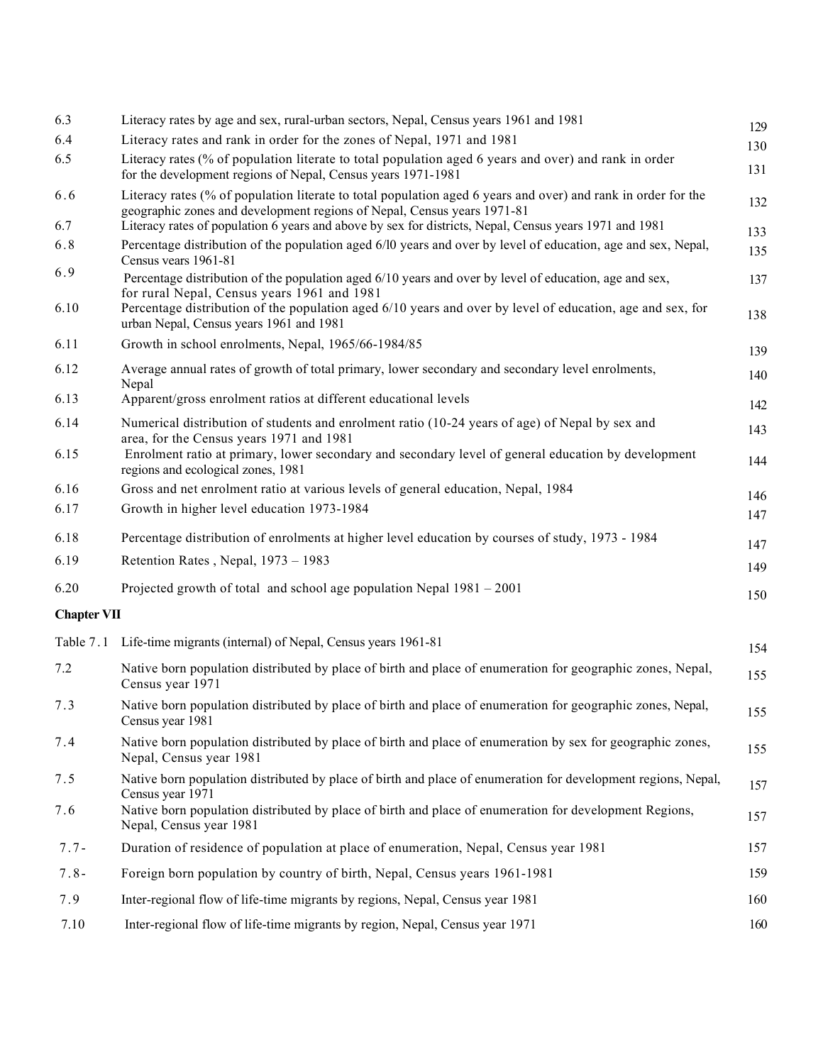| | | |
|---|---|---|
| 6.3 | Literacy rates by age and sex, rural-urban sectors, Nepal, Census years 1961 and 1981 | 129 |
| 6.4 | Literacy rates and rank in order for the zones of Nepal, 1971 and 1981 | 130 |
| 6.5 | Literacy rates (% of population literate to total population aged 6 years and over) and rank in order for the development regions of Nepal, Census years 1971-1981 | 131 |
| 6.6 | Literacy rates (% of population literate to total population aged 6 years and over) and rank in order for the geographic zones and development regions of Nepal, Census years 1971-81 | 132 |
| 6.7 | Literacy rates of population 6 years and above by sex for districts, Nepal, Census years 1971 and 1981 | 133 |
| 6.8 | Percentage distribution of the population aged 6/l0 years and over by level of education, age and sex, Nepal, Census vears 1961-81 | 135 |
| 6.9 | Percentage distribution of the population aged 6/10 years and over by level of education, age and sex, for rural Nepal, Census years 1961 and 1981 | 137 |
| 6.10 | Percentage distribution of the population aged 6/10 years and over by level of education, age and sex, for urban Nepal, Census years 1961 and 1981 | 138 |
| 6.11 | Growth in school enrolments, Nepal, 1965/66-1984/85 | 139 |
| 6.12 | Average annual rates of growth of total primary, lower secondary and secondary level enrolments, Nepal | 140 |
| 6.13 | Apparent/gross enrolment ratios at different educational levels | 142 |
| 6.14 | Numerical distribution of students and enrolment ratio (10-24 years of age) of Nepal by sex and area, for the Census years 1971 and 1981 | 143 |
| 6.15 | Enrolment ratio at primary, lower secondary and secondary level of general education by development regions and ecological zones, 1981 | 144 |
| 6.16 | Gross and net enrolment ratio at various levels of general education, Nepal, 1984 | 146 |
| 6.17 | Growth in higher level education 1973-1984 | 147 |
| 6.18 | Percentage distribution of enrolments at higher level education by courses of study, 1973 - 1984 | 147 |
| 6.19 | Retention Rates , Nepal, 1973 – 1983 | 149 |
| 6.20 | Projected growth of total and school age population Nepal 1981 – 2001 | 150 |

**Chapter VII**

| | | |
|---|---|---|
| Table 7.1 | Life-time migrants (internal) of Nepal, Census years 1961-81 | 154 |
| 7.2 | Native born population distributed by place of birth and place of enumeration for geographic zones, Nepal, Census year 1971 | 155 |
| 7.3 | Native born population distributed by place of birth and place of enumeration for geographic zones, Nepal, Census year 1981 | 155 |
| 7.4 | Native born population distributed by place of birth and place of enumeration by sex for geographic zones, Nepal, Census year 1981 | 155 |
| 7.5 | Native born population distributed by place of birth and place of enumeration for development regions, Nepal, Census year 1971 | 157 |
| 7.6 | Native born population distributed by place of birth and place of enumeration for development Regions, Nepal, Census year 1981 | 157 |
| 7.7- | Duration of residence of population at place of enumeration, Nepal, Census year 1981 | 157 |
| 7.8- | Foreign born population by country of birth, Nepal, Census years 1961-1981 | 159 |
| 7.9 | Inter-regional flow of life-time migrants by regions, Nepal, Census year 1981 | 160 |
| 7.10 | Inter-regional flow of life-time migrants by region, Nepal, Census year 1971 | 160 |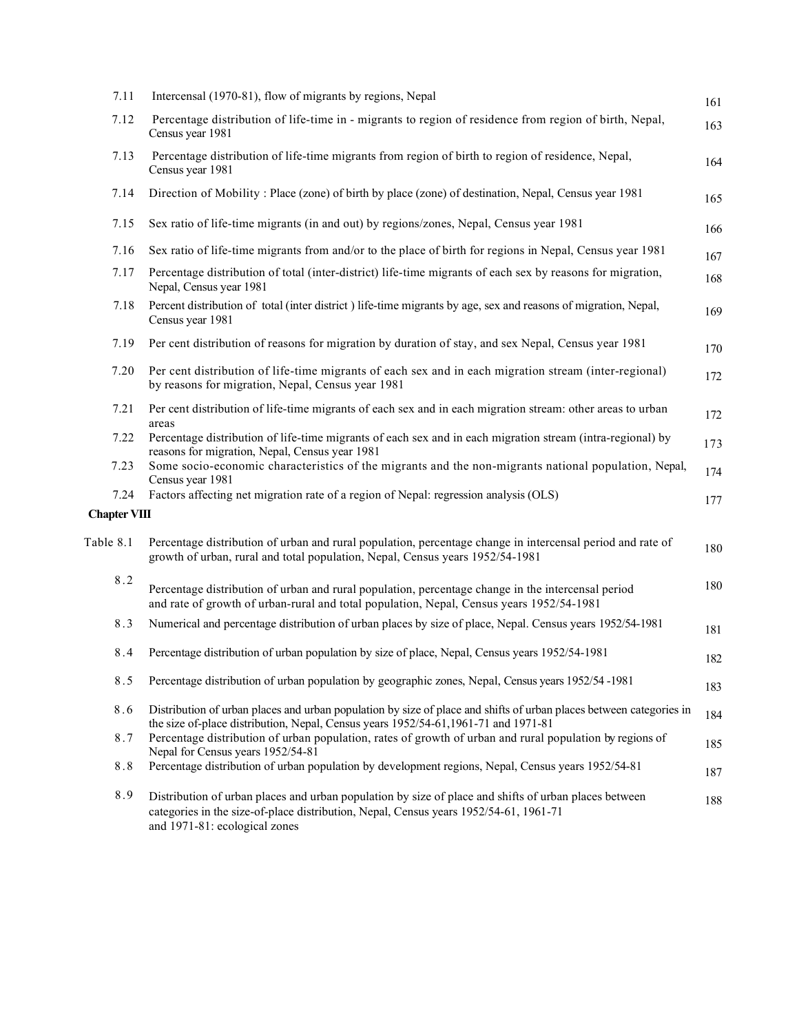| | | |
|---|---|---|
| 7.11 | Intercensal (1970-81), flow of migrants by regions, Nepal | 161 |
| 7.12 | Percentage distribution of life-time in - migrants to region of residence from region of birth, Nepal, Census year 1981 | 163 |
| 7.13 | Percentage distribution of life-time migrants from region of birth to region of residence, Nepal, Census year 1981 | 164 |
| 7.14 | Direction of Mobility : Place (zone) of birth by place (zone) of destination, Nepal, Census year 1981 | 165 |
| 7.15 | Sex ratio of life-time migrants (in and out) by regions/zones, Nepal, Census year 1981 | 166 |
| 7.16 | Sex ratio of life-time migrants from and/or to the place of birth for regions in Nepal, Census year 1981 | 167 |
| 7.17 | Percentage distribution of total (inter-district) life-time migrants of each sex by reasons for migration, Nepal, Census year 1981 | 168 |
| 7.18 | Percent distribution of total (inter district ) life-time migrants by age, sex and reasons of migration, Nepal, Census year 1981 | 169 |
| 7.19 | Per cent distribution of reasons for migration by duration of stay, and sex Nepal, Census year 1981 | 170 |
| 7.20 | Per cent distribution of life-time migrants of each sex and in each migration stream (inter-regional) by reasons for migration, Nepal, Census year 1981 | 172 |
| 7.21 | Per cent distribution of life-time migrants of each sex and in each migration stream: other areas to urban areas | 172 |
| 7.22 | Percentage distribution of life-time migrants of each sex and in each migration stream (intra-regional) by reasons for migration, Nepal, Census year 1981 | 173 |
| 7.23 | Some socio-economic characteristics of the migrants and the non-migrants national population, Nepal, Census year 1981 | 174 |
| 7.24 | Factors affecting net migration rate of a region of Nepal: regression analysis (OLS) | 177 |

**Chapter VIII**

| | | |
|---|---|---|
| Table 8.1 | Percentage distribution of urban and rural population, percentage change in intercensal period and rate of growth of urban, rural and total population, Nepal, Census years 1952/54-1981 | 180 |
| 8.2 | Percentage distribution of urban and rural population, percentage change in the intercensal period and rate of growth of urban-rural and total population, Nepal, Census years 1952/54-1981 | 180 |
| 8.3 | Numerical and percentage distribution of urban places by size of place, Nepal. Census years 1952/54-1981 | 181 |
| 8.4 | Percentage distribution of urban population by size of place, Nepal, Census years 1952/54-1981 | 182 |
| 8.5 | Percentage distribution of urban population by geographic zones, Nepal, Census years 1952/54 -1981 | 183 |
| 8.6 | Distribution of urban places and urban population by size of place and shifts of urban places between categories in the size of-place distribution, Nepal, Census years 1952/54-61,1961-71 and 1971-81 | 184 |
| 8.7 | Percentage distribution of urban population, rates of growth of urban and rural population by regions of Nepal for Census years 1952/54-81 | 185 |
| 8.8 | Percentage distribution of urban population by development regions, Nepal, Census years 1952/54-81 | 187 |
| 8.9 | Distribution of urban places and urban population by size of place and shifts of urban places between categories in the size-of-place distribution, Nepal, Census years 1952/54-61, 1961-71 and 1971-81: ecological zones | 188 |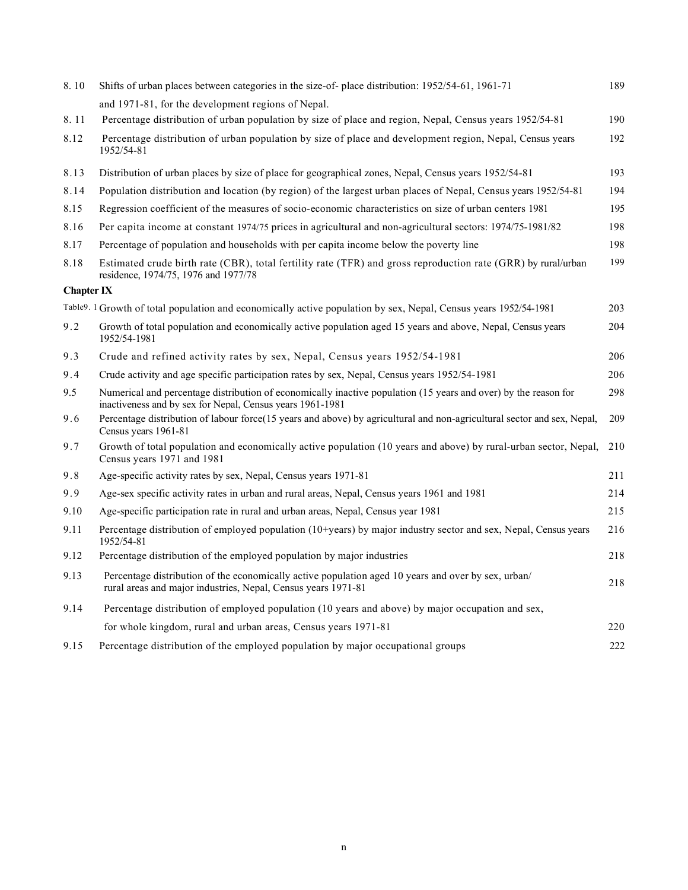| | | |
|---|---|---|
| 8. 10 | Shifts of urban places between categories in the size-of- place distribution: 1952/54-61, 1961-71 and 1971-81, for the development regions of Nepal. | 189 |
| 8. 11 | Percentage distribution of urban population by size of place and region, Nepal, Census years 1952/54-81 | 190 |
| 8.12 | Percentage distribution of urban population by size of place and development region, Nepal, Census years 1952/54-81 | 192 |
| 8.13 | Distribution of urban places by size of place for geographical zones, Nepal, Census years 1952/54-81 | 193 |
| 8.14 | Population distribution and location (by region) of the largest urban places of Nepal, Census years 1952/54-81 | 194 |
| 8.15 | Regression coefficient of the measures of socio-economic characteristics on size of urban centers 1981 | 195 |
| 8.16 | Per capita income at constant 1974/75 prices in agricultural and non-agricultural sectors: 1974/75-1981/82 | 198 |
| 8.17 | Percentage of population and households with per capita income below the poverty line | 198 |
| 8.18 | Estimated crude birth rate (CBR), total fertility rate (TFR) and gross reproduction rate (GRR) by rural/urban residence, 1974/75, 1976 and 1977/78 | 199 |

**Chapter IX**

| | | |
|---|---|---|
| Table9. 1 | Growth of total population and economically active population by sex, Nepal, Census years 1952/54-1981 | 203 |
| 9.2 | Growth of total population and economically active population aged 15 years and above, Nepal, Census years 1952/54-1981 | 204 |
| 9.3 | Crude and refined activity rates by sex, Nepal, Census years 1952/54-1981 | 206 |
| 9.4 | Crude activity and age specific participation rates by sex, Nepal, Census years 1952/54-1981 | 206 |
| 9.5 | Numerical and percentage distribution of economically inactive population (15 years and over) by the reason for inactiveness and by sex for Nepal, Census years 1961-1981 | 298 |
| 9.6 | Percentage distribution of labour force(15 years and above) by agricultural and non-agricultural sector and sex, Nepal, Census years 1961-81 | 209 |
| 9.7 | Growth of total population and economically active population (10 years and above) by rural-urban sector, Nepal, Census years 1971 and 1981 | 210 |
| 9.8 | Age-specific activity rates by sex, Nepal, Census years 1971-81 | 211 |
| 9.9 | Age-sex specific activity rates in urban and rural areas, Nepal, Census years 1961 and 1981 | 214 |
| 9.10 | Age-specific participation rate in rural and urban areas, Nepal, Census year 1981 | 215 |
| 9.11 | Percentage distribution of employed population (10+years) by major industry sector and sex, Nepal, Census years 1952/54-81 | 216 |
| 9.12 | Percentage distribution of the employed population by major industries | 218 |
| 9.13 | Percentage distribution of the economically active population aged 10 years and over by sex, urban/ rural areas and major industries, Nepal, Census years 1971-81 | 218 |
| 9.14 | Percentage distribution of employed population (10 years and above) by major occupation and sex, for whole kingdom, rural and urban areas, Census years 1971-81 | 220 |
| 9.15 | Percentage distribution of the employed population by major occupational groups | 222 |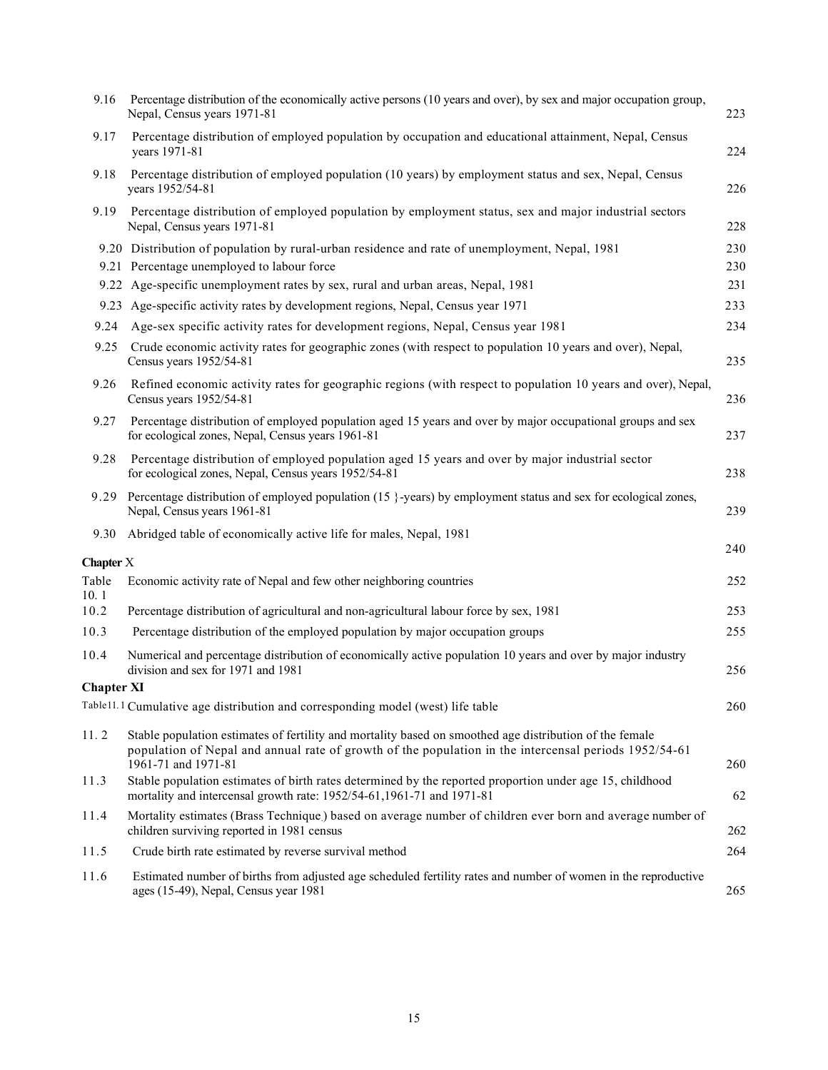| | | |
|---|---|---|
| 9.16 | Percentage distribution of the economically active persons (10 years and over), by sex and major occupation group, Nepal, Census years 1971-81 | 223 |
| 9.17 | Percentage distribution of employed population by occupation and educational attainment, Nepal, Census years 1971-81 | 224 |
| 9.18 | Percentage distribution of employed population (10 years) by employment status and sex, Nepal, Census years 1952/54-81 | 226 |
| 9.19 | Percentage distribution of employed population by employment status, sex and major industrial sectors Nepal, Census years 1971-81 | 228 |
| 9.20 | Distribution of population by rural-urban residence and rate of unemployment, Nepal, 1981 | 230 |
| 9.21 | Percentage unemployed to labour force | 230 |
| 9.22 | Age-specific unemployment rates by sex, rural and urban areas, Nepal, 1981 | 231 |
| 9.23 | Age-specific activity rates by development regions, Nepal, Census year 1971 | 233 |
| 9.24 | Age-sex specific activity rates for development regions, Nepal, Census year 1981 | 234 |
| 9.25 | Crude economic activity rates for geographic zones (with respect to population 10 years and over), Nepal, Census years 1952/54-81 | 235 |
| 9.26 | Refined economic activity rates for geographic regions (with respect to population 10 years and over), Nepal, Census years 1952/54-81 | 236 |
| 9.27 | Percentage distribution of employed population aged 15 years and over by major occupational groups and sex for ecological zones, Nepal, Census years 1961-81 | 237 |
| 9.28 | Percentage distribution of employed population aged 15 years and over by major industrial sector for ecological zones, Nepal, Census years 1952/54-81 | 238 |
| 9.29 | Percentage distribution of employed population (15 }-years) by employment status and sex for ecological zones, Nepal, Census years 1961-81 | 239 |
| 9.30 | Abridged table of economically active life for males, Nepal, 1981 | 240 |

**Chapter X**

| | | |
|---|---|---|
| Table 10. 1 | Economic activity rate of Nepal and few other neighboring countries | 252 |
| 10.2 | Percentage distribution of agricultural and non-agricultural labour force by sex, 1981 | 253 |
| 10.3 | Percentage distribution of the employed population by major occupation groups | 255 |
| 10.4 | Numerical and percentage distribution of economically active population 10 years and over by major industry division and sex for 1971 and 1981 | 256 |

**Chapter XI**

| | | |
|---|---|---|
| Table11. 1 | Cumulative age distribution and corresponding model (west) life table | 260 |
| 11. 2 | Stable population estimates of fertility and mortality based on smoothed age distribution of the female population of Nepal and annual rate of growth of the population in the intercensal periods 1952/54-61 1961-71 and 1971-81 | 260 |
| 11.3 | Stable population estimates of birth rates determined by the reported proportion under age 15, childhood mortality and intercensal growth rate: 1952/54-61,1961-71 and 1971-81 | 62 |
| 11.4 | Mortality estimates (Brass Technique.) based on average number of children ever born and average number of children surviving reported in 1981 census | 262 |
| 11.5 | Crude birth rate estimated by reverse survival method | 264 |
| 11.6 | Estimated number of births from adjusted age scheduled fertility rates and number of women in the reproductive ages (15-49), Nepal, Census year 1981 | 265 |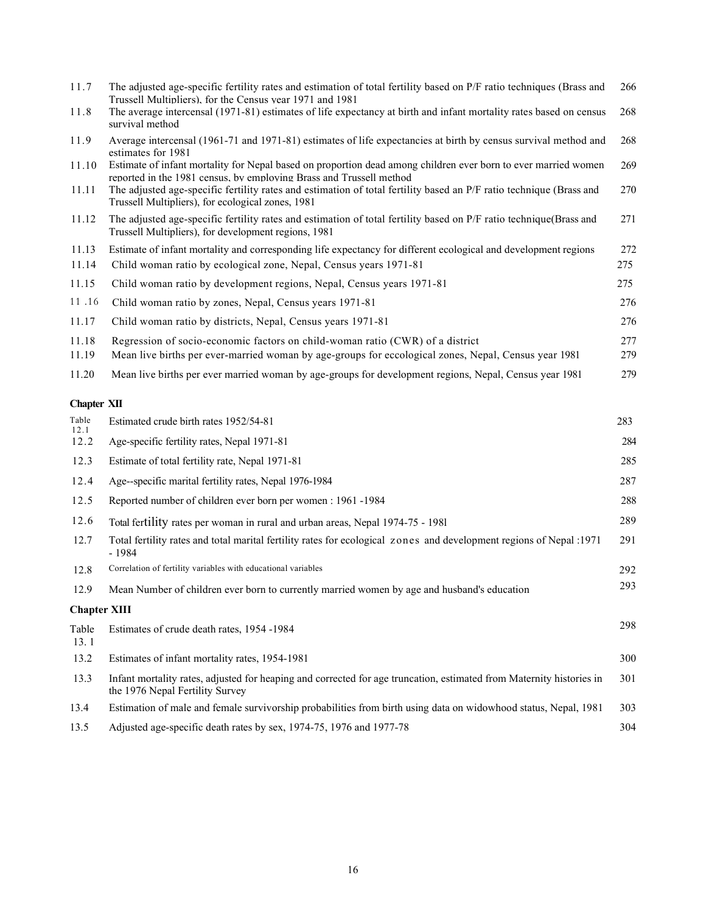| | | |
|---|---|---|
| 11.7 | The adjusted age-specific fertility rates and estimation of total fertility based on P/F ratio techniques (Brass and Trussell Multipliers), for the Census year 1971 and 1981 | 266 |
| 11.8 | The average intercensal (1971-81) estimates of life expectancy at birth and infant mortality rates based on census survival method | 268 |
| 11.9 | Average intercensal (1961-71 and 1971-81) estimates of life expectancies at birth by census survival method and estimates for 1981 | 268 |
| 11.10 | Estimate of infant mortality for Nepal based on proportion dead among children ever born to ever married women reported in the 1981 census, by employing Brass and Trussell method | 269 |
| 11.11 | The adjusted age-specific fertility rates and estimation of total fertility based an P/F ratio technique (Brass and Trussell Multipliers), for ecological zones, 1981 | 270 |
| 11.12 | The adjusted age-specific fertility rates and estimation of total fertility based on P/F ratio technique(Brass and Trussell Multipliers), for development regions, 1981 | 271 |
| 11.13 | Estimate of infant mortality and corresponding life expectancy for different ecological and development regions | 272 |
| 11.14 | Child woman ratio by ecological zone, Nepal, Census years 1971-81 | 275 |
| 11.15 | Child woman ratio by development regions, Nepal, Census years 1971-81 | 275 |
| 11 .16 | Child woman ratio by zones, Nepal, Census years 1971-81 | 276 |
| 11.17 | Child woman ratio by districts, Nepal, Census years 1971-81 | 276 |
| 11.18 | Regression of socio-economic factors on child-woman ratio (CWR) of a district | 277 |
| 11.19 | Mean live births per ever-married woman by age-groups for eccological zones, Nepal, Census year 1981 | 279 |
| 11.20 | Mean live births per ever married woman by age-groups for development regions, Nepal, Census year 1981 | 279 |

**Chapter XII**

| | | |
|---|---|---|
| Table 12.1 | Estimated crude birth rates 1952/54-81 | 283 |
| 12.2 | Age-specific fertility rates, Nepal 1971-81 | 284 |
| 12.3 | Estimate of total fertility rate, Nepal 1971-81 | 285 |
| 12.4 | Age--specific marital fertility rates, Nepal 1976-1984 | 287 |
| 12.5 | Reported number of children ever born per women : 1961 -1984 | 288 |
| 12.6 | Total fertility rates per woman in rural and urban areas, Nepal 1974-75 - 198l | 289 |
| 12.7 | Total fertility rates and total marital fertility rates for ecological zones and development regions of Nepal :1971 - 1984 | 291 |
| 12.8 | Correlation of fertility variables with educational variables | 292 |
| 12.9 | Mean Number of children ever born to currently married women by age and husband's education | 293 |

**Chapter XIII**

| | | |
|---|---|---|
| Table 13. 1 | Estimates of crude death rates, 1954 -1984 | 298 |
| 13.2 | Estimates of infant mortality rates, 1954-1981 | 300 |
| 13.3 | Infant mortality rates, adjusted for heaping and corrected for age truncation, estimated from Maternity histories in the 1976 Nepal Fertility Survey | 301 |
| 13.4 | Estimation of male and female survivorship probabilities from birth using data on widowhood status, Nepal, 1981 | 303 |
| 13.5 | Adjusted age-specific death rates by sex, 1974-75, 1976 and 1977-78 | 304 |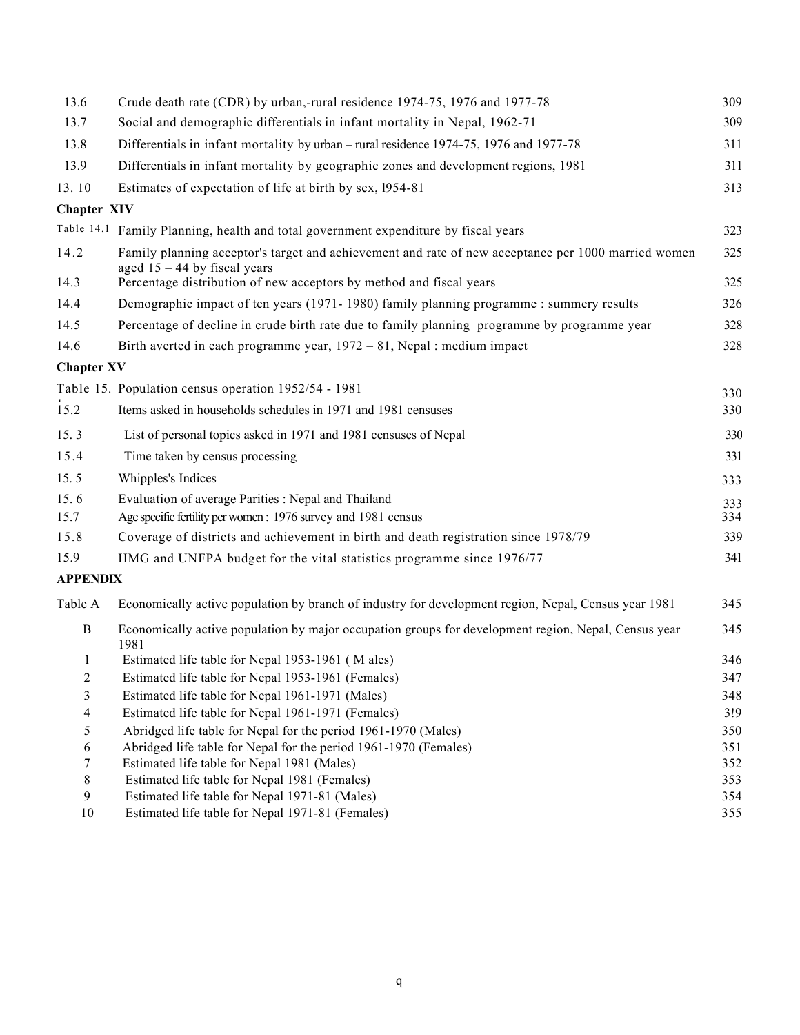| | | |
|---|---|---|
| 13.6 | Crude death rate (CDR) by urban,-rural residence 1974-75, 1976 and 1977-78 | 309 |
| 13.7 | Social and demographic differentials in infant mortality in Nepal, 1962-71 | 309 |
| 13.8 | Differentials in infant mortality by urban – rural residence 1974-75, 1976 and 1977-78 | 311 |
| 13.9 | Differentials in infant mortality by geographic zones and development regions, 1981 | 311 |
| 13. 10 | Estimates of expectation of life at birth by sex, l954-81 | 313 |
| **Chapter XIV** | | |
| Table 14.1 | Family Planning, health and total government expenditure by fiscal years | 323 |
| 14.2 | Family planning acceptor's target and achievement and rate of new acceptance per 1000 married women aged 15 – 44 by fiscal years | 325 |
| 14.3 | Percentage distribution of new acceptors by method and fiscal years | 325 |
| 14.4 | Demographic impact of ten years (1971- 1980) family planning programme : summery results | 326 |
| 14.5 | Percentage of decline in crude birth rate due to family planning programme by programme year | 328 |
| 14.6 | Birth averted in each programme year, 1972 – 81, Nepal : medium impact | 328 |
| **Chapter XV** | | |
| Table 15. | Population census operation 1952/54 - 1981 | 330 |
| 15.2 | Items asked in households schedules in 1971 and 1981 censuses | 330 |
| 15. 3 | List of personal topics asked in 1971 and 1981 censuses of Nepal | 330 |
| 15.4 | Time taken by census processing | 331 |
| 15. 5 | Whipples's Indices | 333 |
| 15. 6 | Evaluation of average Parities : Nepal and Thailand | 333 |
| 15.7 | Age specific fertility per women : 1976 survey and 1981 census | 334 |
| 15.8 | Coverage of districts and achievement in birth and death registration since 1978/79 | 339 |
| 15.9 | HMG and UNFPA budget for the vital statistics programme since 1976/77 | 341 |
| **APPENDIX** | | |
| Table A | Economically active population by branch of industry for development region, Nepal, Census year 1981 | 345 |
| B | Economically active population by major occupation groups for development region, Nepal, Census year 1981 | 345 |
| 1 | Estimated life table for Nepal 1953-1961 ( M ales) | 346 |
| 2 | Estimated life table for Nepal 1953-1961 (Females) | 347 |
| 3 | Estimated life table for Nepal 1961-1971 (Males) | 348 |
| 4 | Estimated life table for Nepal 1961-1971 (Females) | 3!9 |
| 5 | Abridged life table for Nepal for the period 1961-1970 (Males) | 350 |
| 6 | Abridged life table for Nepal for the period 1961-1970 (Females) | 351 |
| 7 | Estimated life table for Nepal 1981 (Males) | 352 |
| 8 | Estimated life table for Nepal 1981 (Females) | 353 |
| 9 | Estimated life table for Nepal 1971-81 (Males) | 354 |
| 10 | Estimated life table for Nepal 1971-81 (Females) | 355 |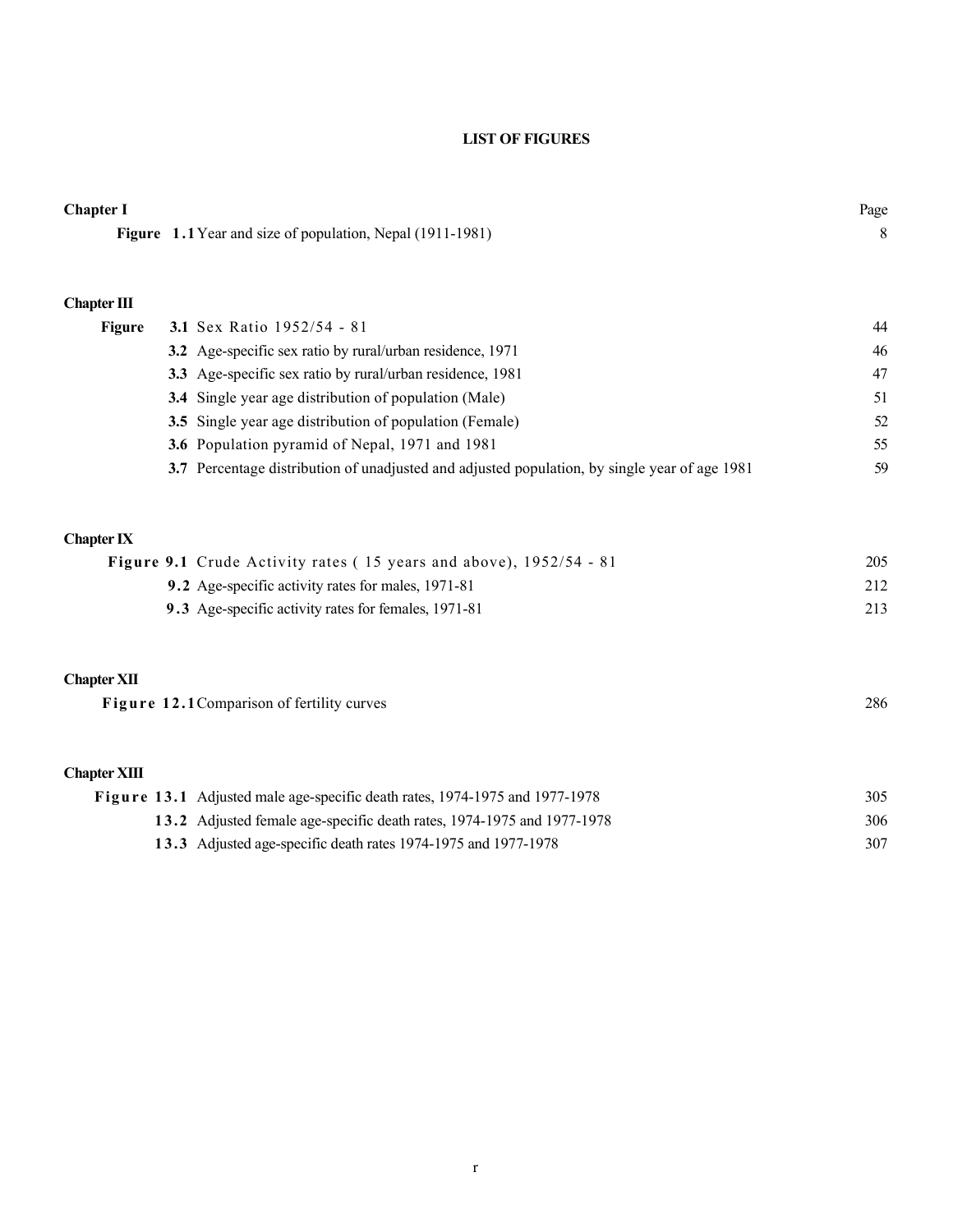# LIST OF FIGURES

| | | Page |
|---|---|---|
| **Chapter I** | | |
| **Figure 1.1** | Year and size of population, Nepal (1911-1981) | 8 |
| **Chapter III** | | |
| **Figure 3.1** | Sex Ratio 1952/54 - 81 | 44 |
| **3.2** | Age-specific sex ratio by rural/urban residence, 1971 | 46 |
| **3.3** | Age-specific sex ratio by rural/urban residence, 1981 | 47 |
| **3.4** | Single year age distribution of population (Male) | 51 |
| **3.5** | Single year age distribution of population (Female) | 52 |
| **3.6** | Population pyramid of Nepal, 1971 and 1981 | 55 |
| **3.7** | Percentage distribution of unadjusted and adjusted population, by single year of age 1981 | 59 |
| **Chapter IX** | | |
| **Figure 9.1** | Crude Activity rates ( 15 years and above), 1952/54 - 81 | 205 |
| **9.2** | Age-specific activity rates for males, 1971-81 | 212 |
| **9.3** | Age-specific activity rates for females, 1971-81 | 213 |
| **Chapter XII** | | |
| **Figure 12.1** | Comparison of fertility curves | 286 |
| **Chapter XIII** | | |
| **Figure 13.1** | Adjusted male age-specific death rates, 1974-1975 and 1977-1978 | 305 |
| **13.2** | Adjusted female age-specific death rates, 1974-1975 and 1977-1978 | 306 |
| **13.3** | Adjusted age-specific death rates 1974-1975 and 1977-1978 | 307 |